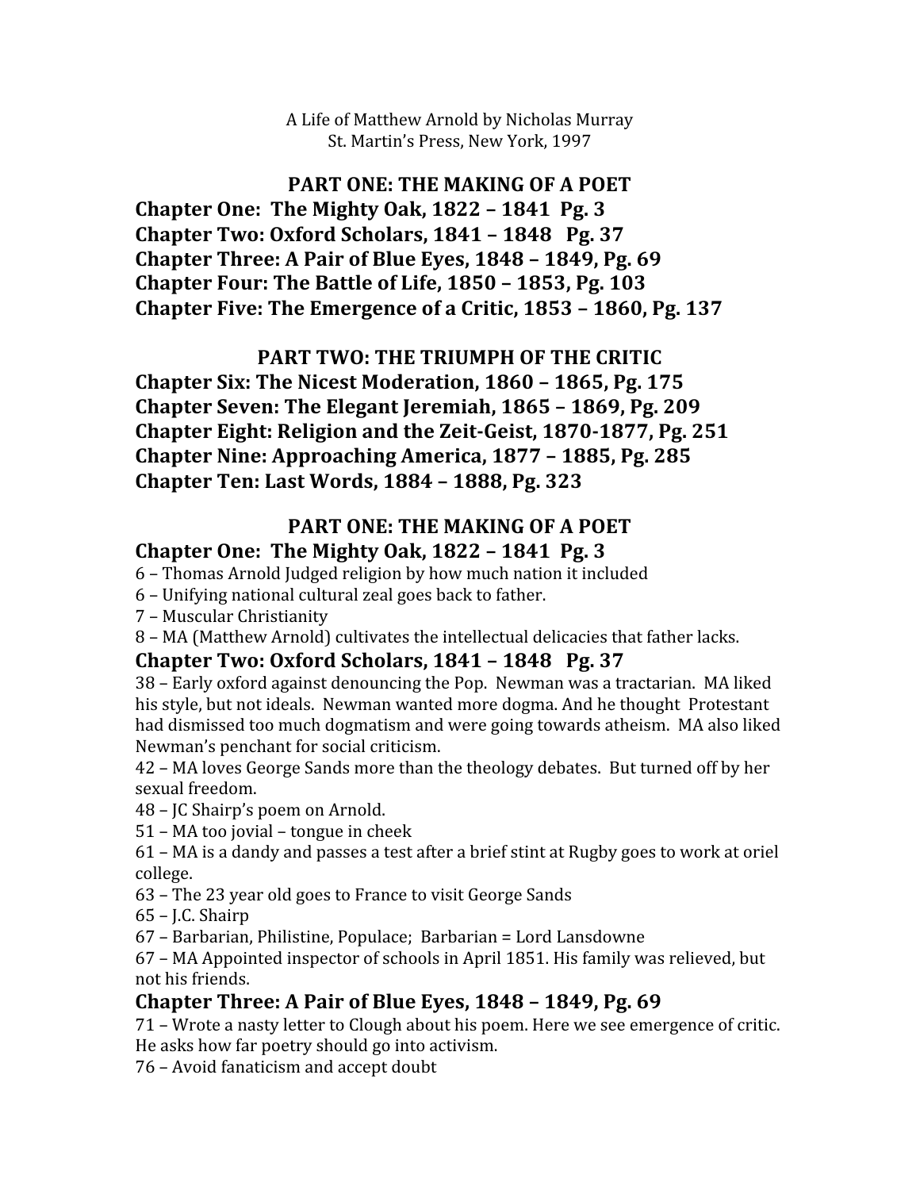A Life of Matthew Arnold by Nicholas Murray
St. Martin's Press, New York, 1997

## PART ONE: THE MAKING OF A POET

**Chapter One: The Mighty Oak, 1822 – 1841 Pg. 3**
**Chapter Two: Oxford Scholars, 1841 – 1848 Pg. 37**
**Chapter Three: A Pair of Blue Eyes, 1848 – 1849, Pg. 69**
**Chapter Four: The Battle of Life, 1850 – 1853, Pg. 103**
**Chapter Five: The Emergence of a Critic, 1853 – 1860, Pg. 137**

## PART TWO: THE TRIUMPH OF THE CRITIC

**Chapter Six: The Nicest Moderation, 1860 – 1865, Pg. 175**
**Chapter Seven: The Elegant Jeremiah, 1865 – 1869, Pg. 209**
**Chapter Eight: Religion and the Zeit-Geist, 1870-1877, Pg. 251**
**Chapter Nine: Approaching America, 1877 – 1885, Pg. 285**
**Chapter Ten: Last Words, 1884 – 1888, Pg. 323**

## PART ONE: THE MAKING OF A POET

### Chapter One: The Mighty Oak, 1822 – 1841 Pg. 3

6 – Thomas Arnold Judged religion by how much nation it included
6 – Unifying national cultural zeal goes back to father.
7 – Muscular Christianity
8 – MA (Matthew Arnold) cultivates the intellectual delicacies that father lacks.

### Chapter Two: Oxford Scholars, 1841 – 1848 Pg. 37

38 – Early oxford against denouncing the Pop. Newman was a tractarian. MA liked his style, but not ideals. Newman wanted more dogma. And he thought Protestant had dismissed too much dogmatism and were going towards atheism. MA also liked Newman's penchant for social criticism.
42 – MA loves George Sands more than the theology debates. But turned off by her sexual freedom.
48 – JC Shairp's poem on Arnold.
51 – MA too jovial – tongue in cheek
61 – MA is a dandy and passes a test after a brief stint at Rugby goes to work at oriel college.
63 – The 23 year old goes to France to visit George Sands
65 – J.C. Shairp
67 – Barbarian, Philistine, Populace; Barbarian = Lord Lansdowne
67 – MA Appointed inspector of schools in April 1851. His family was relieved, but not his friends.

### Chapter Three: A Pair of Blue Eyes, 1848 – 1849, Pg. 69

71 – Wrote a nasty letter to Clough about his poem. Here we see emergence of critic. He asks how far poetry should go into activism.
76 – Avoid fanaticism and accept doubt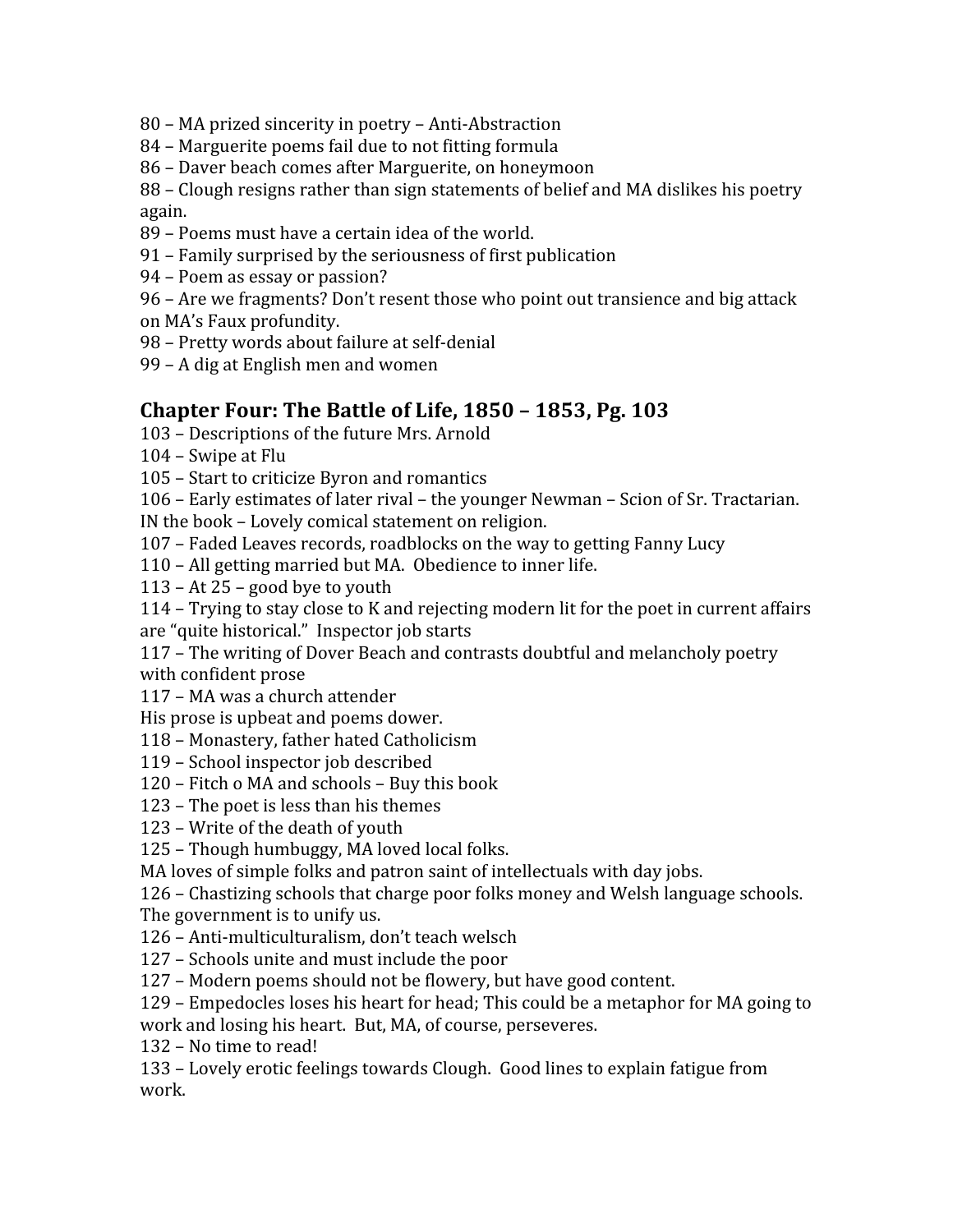80 – MA prized sincerity in poetry – Anti-Abstraction
84 – Marguerite poems fail due to not fitting formula
86 – Daver beach comes after Marguerite, on honeymoon
88 – Clough resigns rather than sign statements of belief and MA dislikes his poetry again.
89 – Poems must have a certain idea of the world.
91 – Family surprised by the seriousness of first publication
94 – Poem as essay or passion?
96 – Are we fragments? Don't resent those who point out transience and big attack on MA's Faux profundity.
98 – Pretty words about failure at self-denial
99 – A dig at English men and women

## Chapter Four: The Battle of Life, 1850 – 1853, Pg. 103

103 – Descriptions of the future Mrs. Arnold
104 – Swipe at Flu
105 – Start to criticize Byron and romantics
106 – Early estimates of later rival – the younger Newman – Scion of Sr. Tractarian. IN the book – Lovely comical statement on religion.
107 – Faded Leaves records, roadblocks on the way to getting Fanny Lucy
110 – All getting married but MA. Obedience to inner life.
113 – At 25 – good bye to youth
114 – Trying to stay close to K and rejecting modern lit for the poet in current affairs are "quite historical." Inspector job starts
117 – The writing of Dover Beach and contrasts doubtful and melancholy poetry with confident prose
117 – MA was a church attender
His prose is upbeat and poems dower.
118 – Monastery, father hated Catholicism
119 – School inspector job described
120 – Fitch o MA and schools – Buy this book
123 – The poet is less than his themes
123 – Write of the death of youth
125 – Though humbuggy, MA loved local folks.
MA loves of simple folks and patron saint of intellectuals with day jobs.
126 – Chastizing schools that charge poor folks money and Welsh language schools. The government is to unify us.
126 – Anti-multiculturalism, don't teach welsch
127 – Schools unite and must include the poor
127 – Modern poems should not be flowery, but have good content.
129 – Empedocles loses his heart for head; This could be a metaphor for MA going to work and losing his heart. But, MA, of course, perseveres.
132 – No time to read!
133 – Lovely erotic feelings towards Clough. Good lines to explain fatigue from work.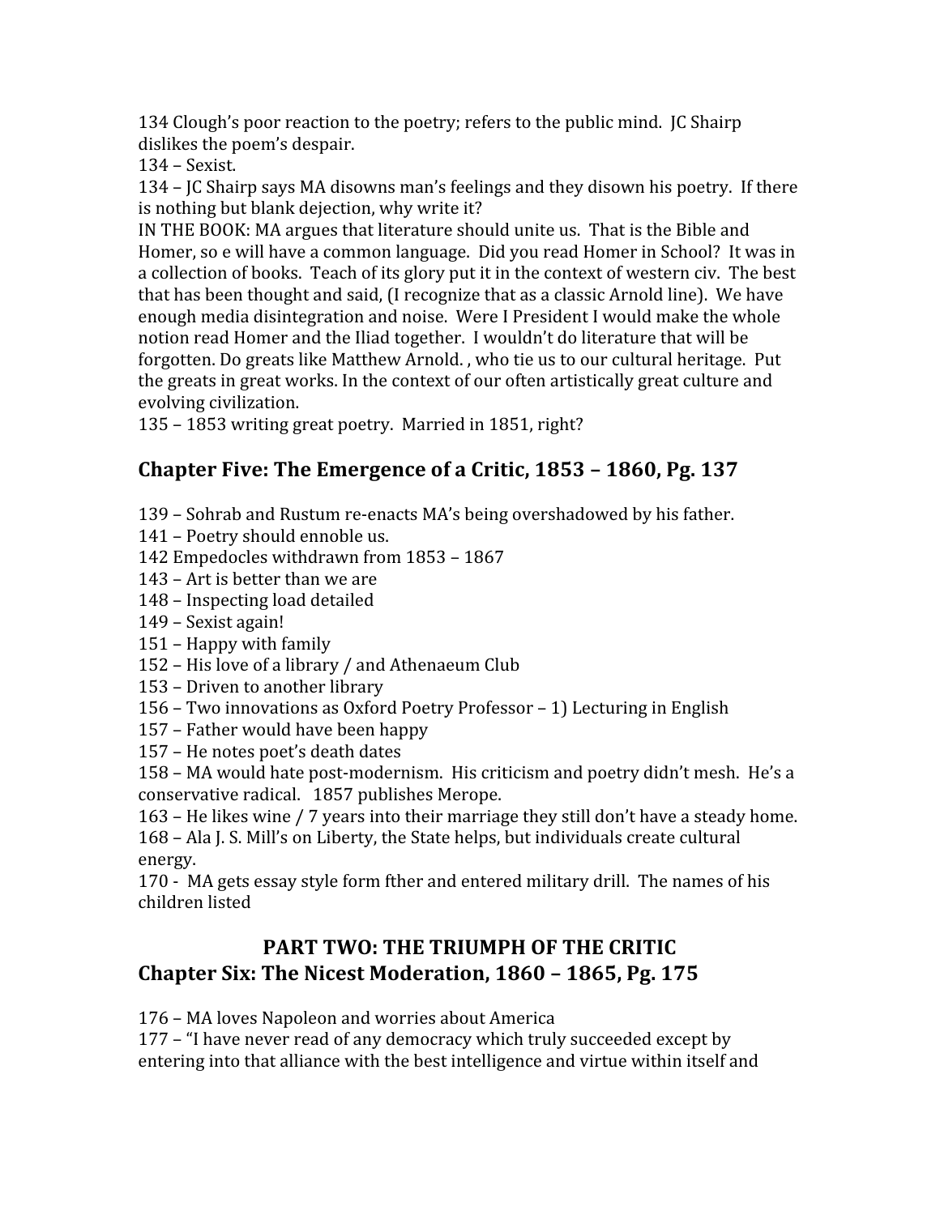134 Clough's poor reaction to the poetry; refers to the public mind. JC Shairp dislikes the poem's despair.

134 – Sexist.

134 – JC Shairp says MA disowns man's feelings and they disown his poetry. If there is nothing but blank dejection, why write it?

IN THE BOOK: MA argues that literature should unite us. That is the Bible and Homer, so e will have a common language. Did you read Homer in School? It was in a collection of books. Teach of its glory put it in the context of western civ. The best that has been thought and said, (I recognize that as a classic Arnold line). We have enough media disintegration and noise. Were I President I would make the whole notion read Homer and the Iliad together. I wouldn't do literature that will be forgotten. Do greats like Matthew Arnold. , who tie us to our cultural heritage. Put the greats in great works. In the context of our often artistically great culture and evolving civilization.

135 – 1853 writing great poetry. Married in 1851, right?

## Chapter Five: The Emergence of a Critic, 1853 – 1860, Pg. 137

139 – Sohrab and Rustum re-enacts MA's being overshadowed by his father.

141 – Poetry should ennoble us.

142 Empedocles withdrawn from 1853 – 1867

143 – Art is better than we are

148 – Inspecting load detailed

149 – Sexist again!

151 – Happy with family

152 – His love of a library / and Athenaeum Club

153 – Driven to another library

156 – Two innovations as Oxford Poetry Professor – 1) Lecturing in English

157 – Father would have been happy

157 – He notes poet's death dates

158 – MA would hate post-modernism. His criticism and poetry didn't mesh. He's a conservative radical. 1857 publishes Merope.

163 – He likes wine / 7 years into their marriage they still don't have a steady home.

168 – Ala J. S. Mill's on Liberty, the State helps, but individuals create cultural energy.

170 - MA gets essay style form fther and entered military drill. The names of his children listed

## PART TWO: THE TRIUMPH OF THE CRITIC

## Chapter Six: The Nicest Moderation, 1860 – 1865, Pg. 175

176 – MA loves Napoleon and worries about America

177 – "I have never read of any democracy which truly succeeded except by entering into that alliance with the best intelligence and virtue within itself and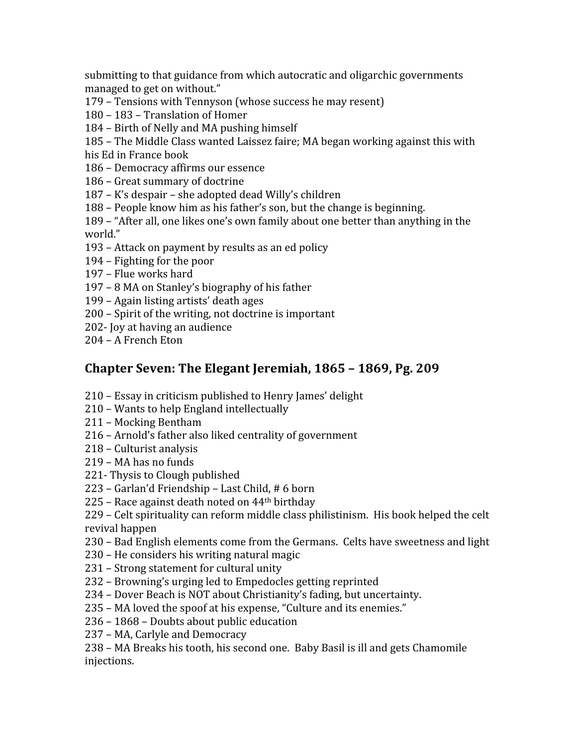submitting to that guidance from which autocratic and oligarchic governments managed to get on without."

179 – Tensions with Tennyson (whose success he may resent)

180 – 183 – Translation of Homer

184 – Birth of Nelly and MA pushing himself

185 – The Middle Class wanted Laissez faire; MA began working against this with his Ed in France book

186 – Democracy affirms our essence

186 – Great summary of doctrine

187 – K's despair – she adopted dead Willy's children

188 – People know him as his father's son, but the change is beginning.

189 – "After all, one likes one's own family about one better than anything in the world."

193 – Attack on payment by results as an ed policy

194 – Fighting for the poor

197 – Flue works hard

197 – 8 MA on Stanley's biography of his father

199 – Again listing artists' death ages

200 – Spirit of the writing, not doctrine is important

202- Joy at having an audience

204 – A French Eton

## Chapter Seven: The Elegant Jeremiah, 1865 – 1869, Pg. 209

210 – Essay in criticism published to Henry James' delight

210 – Wants to help England intellectually

211 – Mocking Bentham

216 – Arnold's father also liked centrality of government

218 – Culturist analysis

219 – MA has no funds

221- Thysis to Clough published

223 – Garlan'd Friendship – Last Child, # 6 born

225 – Race against death noted on 44th birthday

229 – Celt spirituality can reform middle class philistinism. His book helped the celt revival happen

230 – Bad English elements come from the Germans. Celts have sweetness and light

230 – He considers his writing natural magic

231 – Strong statement for cultural unity

232 – Browning's urging led to Empedocles getting reprinted

234 – Dover Beach is NOT about Christianity's fading, but uncertainty.

235 – MA loved the spoof at his expense, "Culture and its enemies."

236 – 1868 – Doubts about public education

237 – MA, Carlyle and Democracy

238 – MA Breaks his tooth, his second one. Baby Basil is ill and gets Chamomile injections.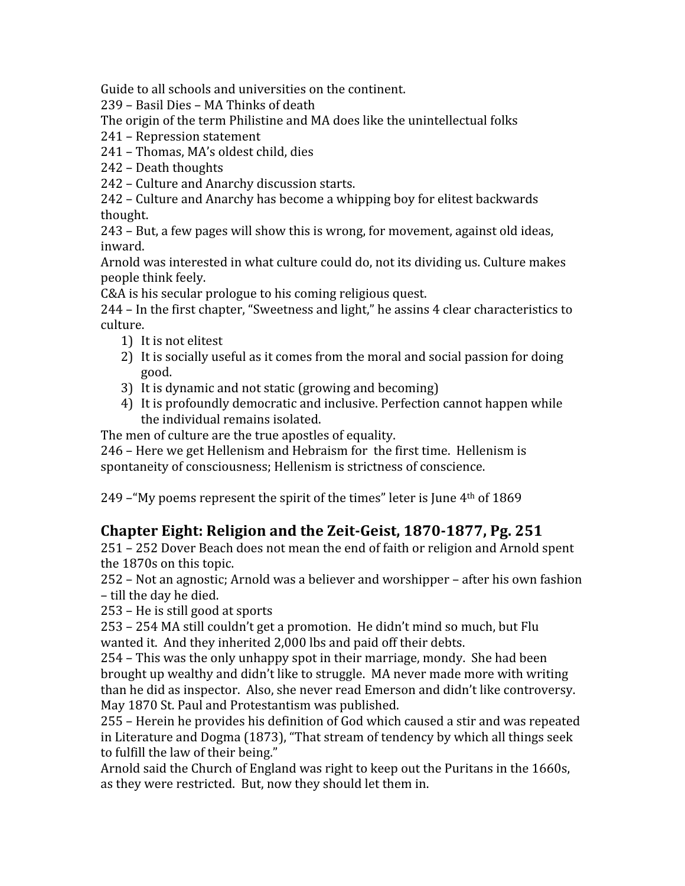Guide to all schools and universities on the continent.
239 – Basil Dies – MA Thinks of death
The origin of the term Philistine and MA does like the unintellectual folks
241 – Repression statement
241 – Thomas, MA's oldest child, dies
242 – Death thoughts
242 – Culture and Anarchy discussion starts.
242 – Culture and Anarchy has become a whipping boy for elitest backwards thought.
243 – But, a few pages will show this is wrong, for movement, against old ideas, inward.
Arnold was interested in what culture could do, not its dividing us. Culture makes people think feely.
C&A is his secular prologue to his coming religious quest.
244 – In the first chapter, "Sweetness and light," he assins 4 clear characteristics to culture.

1) It is not elitest
2) It is socially useful as it comes from the moral and social passion for doing good.
3) It is dynamic and not static (growing and becoming)
4) It is profoundly democratic and inclusive. Perfection cannot happen while the individual remains isolated.

The men of culture are the true apostles of equality.
246 – Here we get Hellenism and Hebraism for the first time. Hellenism is spontaneity of consciousness; Hellenism is strictness of conscience.

249 –"My poems represent the spirit of the times" leter is June 4th of 1869

## Chapter Eight: Religion and the Zeit-Geist, 1870-1877, Pg. 251

251 – 252 Dover Beach does not mean the end of faith or religion and Arnold spent the 1870s on this topic.
252 – Not an agnostic; Arnold was a believer and worshipper – after his own fashion – till the day he died.
253 – He is still good at sports
253 – 254 MA still couldn't get a promotion. He didn't mind so much, but Flu wanted it. And they inherited 2,000 lbs and paid off their debts.
254 – This was the only unhappy spot in their marriage, mondy. She had been brought up wealthy and didn't like to struggle. MA never made more with writing than he did as inspector. Also, she never read Emerson and didn't like controversy.
May 1870 St. Paul and Protestantism was published.
255 – Herein he provides his definition of God which caused a stir and was repeated in Literature and Dogma (1873), "That stream of tendency by which all things seek to fulfill the law of their being."
Arnold said the Church of England was right to keep out the Puritans in the 1660s, as they were restricted. But, now they should let them in.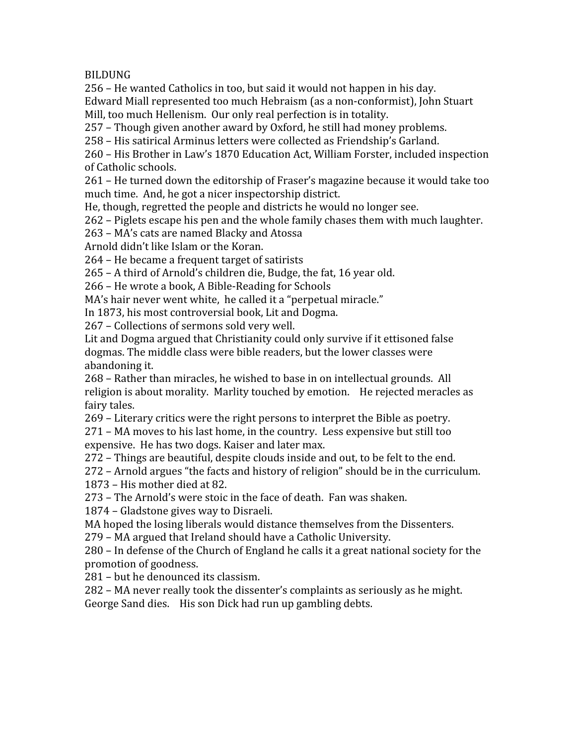BILDUNG

256 – He wanted Catholics in too, but said it would not happen in his day.
Edward Miall represented too much Hebraism (as a non-conformist), John Stuart Mill, too much Hellenism. Our only real perfection is in totality.
257 – Though given another award by Oxford, he still had money problems.
258 – His satirical Arminus letters were collected as Friendship's Garland.
260 – His Brother in Law's 1870 Education Act, William Forster, included inspection of Catholic schools.
261 – He turned down the editorship of Fraser's magazine because it would take too much time. And, he got a nicer inspectorship district.
He, though, regretted the people and districts he would no longer see.
262 – Piglets escape his pen and the whole family chases them with much laughter.
263 – MA's cats are named Blacky and Atossa
Arnold didn't like Islam or the Koran.
264 – He became a frequent target of satirists
265 – A third of Arnold's children die, Budge, the fat, 16 year old.
266 – He wrote a book, A Bible-Reading for Schools
MA's hair never went white, he called it a "perpetual miracle."
In 1873, his most controversial book, Lit and Dogma.
267 – Collections of sermons sold very well.
Lit and Dogma argued that Christianity could only survive if it ettisoned false dogmas. The middle class were bible readers, but the lower classes were abandoning it.
268 – Rather than miracles, he wished to base in on intellectual grounds. All religion is about morality. Marlity touched by emotion. He rejected meracles as fairy tales.
269 – Literary critics were the right persons to interpret the Bible as poetry.
271 – MA moves to his last home, in the country. Less expensive but still too expensive. He has two dogs. Kaiser and later max.
272 – Things are beautiful, despite clouds inside and out, to be felt to the end.
272 – Arnold argues "the facts and history of religion" should be in the curriculum.
1873 – His mother died at 82.
273 – The Arnold's were stoic in the face of death. Fan was shaken.
1874 – Gladstone gives way to Disraeli.
MA hoped the losing liberals would distance themselves from the Dissenters.
279 – MA argued that Ireland should have a Catholic University.
280 – In defense of the Church of England he calls it a great national society for the promotion of goodness.
281 – but he denounced its classism.
282 – MA never really took the dissenter's complaints as seriously as he might.
George Sand dies. His son Dick had run up gambling debts.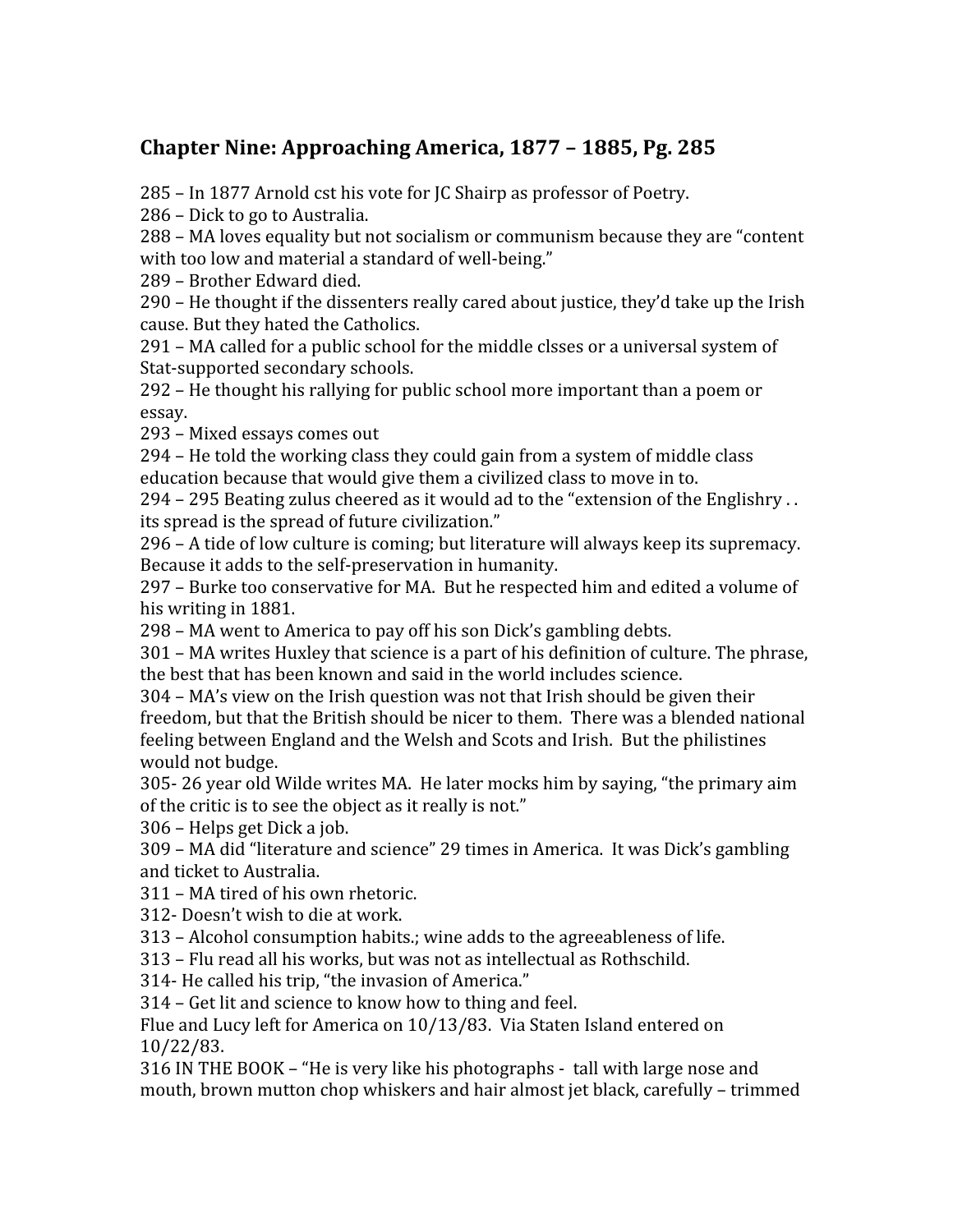## Chapter Nine: Approaching America, 1877 – 1885, Pg. 285

285 – In 1877 Arnold cst his vote for JC Shairp as professor of Poetry.
286 – Dick to go to Australia.
288 – MA loves equality but not socialism or communism because they are "content with too low and material a standard of well-being."
289 – Brother Edward died.
290 – He thought if the dissenters really cared about justice, they'd take up the Irish cause. But they hated the Catholics.
291 – MA called for a public school for the middle clsses or a universal system of Stat-supported secondary schools.
292 – He thought his rallying for public school more important than a poem or essay.
293 – Mixed essays comes out
294 – He told the working class they could gain from a system of middle class education because that would give them a civilized class to move in to.
294 – 295 Beating zulus cheered as it would ad to the "extension of the Englishry . . its spread is the spread of future civilization."
296 – A tide of low culture is coming; but literature will always keep its supremacy. Because it adds to the self-preservation in humanity.
297 – Burke too conservative for MA. But he respected him and edited a volume of his writing in 1881.
298 – MA went to America to pay off his son Dick's gambling debts.
301 – MA writes Huxley that science is a part of his definition of culture. The phrase, the best that has been known and said in the world includes science.
304 – MA's view on the Irish question was not that Irish should be given their freedom, but that the British should be nicer to them. There was a blended national feeling between England and the Welsh and Scots and Irish. But the philistines would not budge.
305- 26 year old Wilde writes MA. He later mocks him by saying, "the primary aim of the critic is to see the object as it really is not."
306 – Helps get Dick a job.
309 – MA did "literature and science" 29 times in America. It was Dick's gambling and ticket to Australia.
311 – MA tired of his own rhetoric.
312- Doesn't wish to die at work.
313 – Alcohol consumption habits.; wine adds to the agreeableness of life.
313 – Flu read all his works, but was not as intellectual as Rothschild.
314- He called his trip, "the invasion of America."
314 – Get lit and science to know how to thing and feel.
Flue and Lucy left for America on 10/13/83. Via Staten Island entered on 10/22/83.
316 IN THE BOOK – "He is very like his photographs - tall with large nose and mouth, brown mutton chop whiskers and hair almost jet black, carefully – trimmed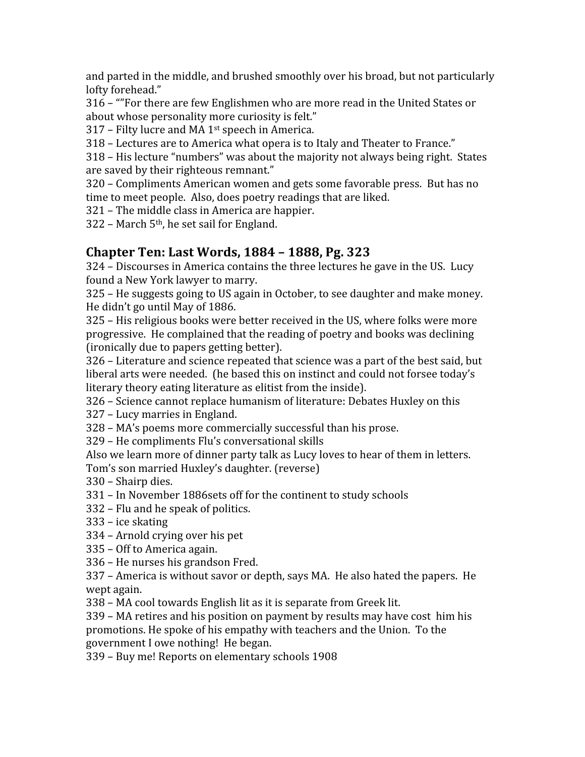and parted in the middle, and brushed smoothly over his broad, but not particularly lofty forehead."

316 – ""For there are few Englishmen who are more read in the United States or about whose personality more curiosity is felt."

317 – Filty lucre and MA 1st speech in America.

318 – Lectures are to America what opera is to Italy and Theater to France."

318 – His lecture "numbers" was about the majority not always being right. States are saved by their righteous remnant."

320 – Compliments American women and gets some favorable press. But has no time to meet people. Also, does poetry readings that are liked.

321 – The middle class in America are happier.

322 – March 5th, he set sail for England.

## Chapter Ten: Last Words, 1884 – 1888, Pg. 323

324 – Discourses in America contains the three lectures he gave in the US. Lucy found a New York lawyer to marry.

325 – He suggests going to US again in October, to see daughter and make money. He didn't go until May of 1886.

325 – His religious books were better received in the US, where folks were more progressive. He complained that the reading of poetry and books was declining (ironically due to papers getting better).

326 – Literature and science repeated that science was a part of the best said, but liberal arts were needed. (he based this on instinct and could not forsee today's literary theory eating literature as elitist from the inside).

326 – Science cannot replace humanism of literature: Debates Huxley on this

327 – Lucy marries in England.

328 – MA's poems more commercially successful than his prose.

329 – He compliments Flu's conversational skills

Also we learn more of dinner party talk as Lucy loves to hear of them in letters. Tom's son married Huxley's daughter. (reverse)

330 – Shairp dies.

331 – In November 1886sets off for the continent to study schools

332 – Flu and he speak of politics.

333 – ice skating

334 – Arnold crying over his pet

335 – Off to America again.

336 – He nurses his grandson Fred.

337 – America is without savor or depth, says MA. He also hated the papers. He wept again.

338 – MA cool towards English lit as it is separate from Greek lit.

339 – MA retires and his position on payment by results may have cost him his promotions. He spoke of his empathy with teachers and the Union. To the government I owe nothing! He began.

339 – Buy me! Reports on elementary schools 1908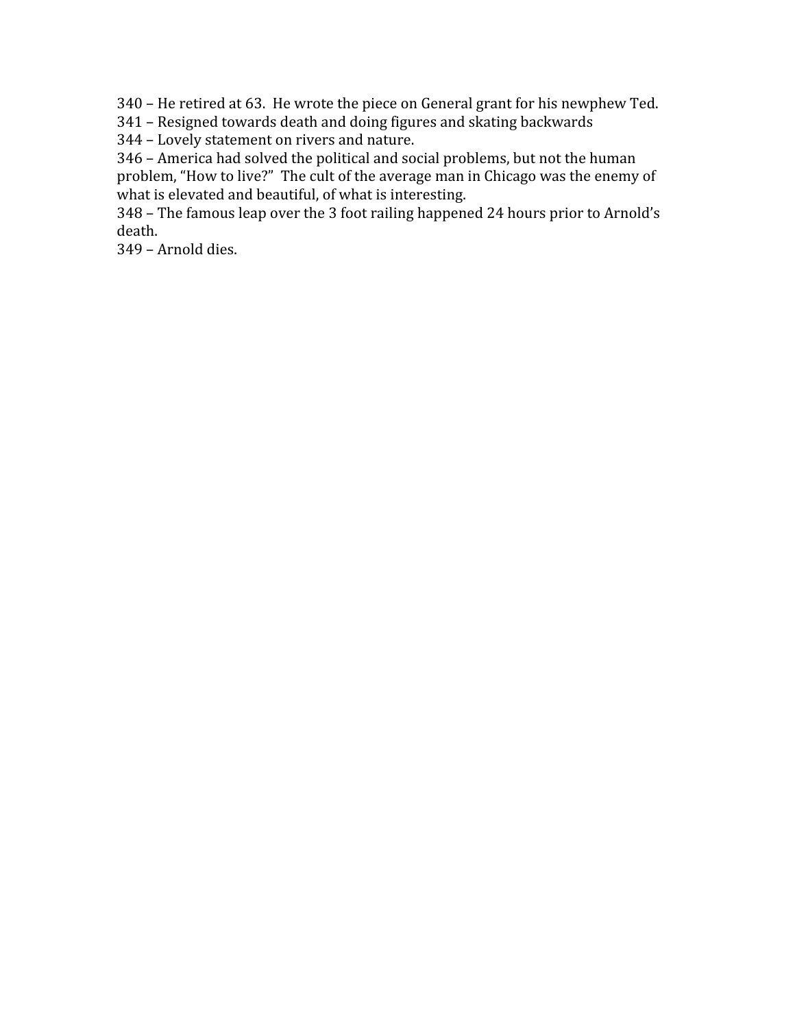340 – He retired at 63. He wrote the piece on General grant for his newphew Ted.
341 – Resigned towards death and doing figures and skating backwards
344 – Lovely statement on rivers and nature.
346 – America had solved the political and social problems, but not the human problem, "How to live?" The cult of the average man in Chicago was the enemy of what is elevated and beautiful, of what is interesting.
348 – The famous leap over the 3 foot railing happened 24 hours prior to Arnold's death.
349 – Arnold dies.